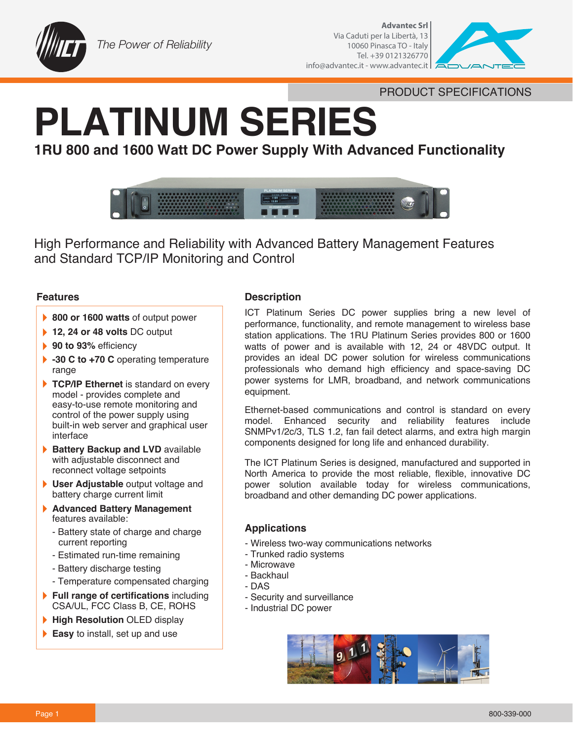The Power of Reliability

**Advantec Srl**
Via Caduti per la Libertà, 13
10060 Pinasca TO - Italy
Tel. +39 0121326770
info@advantec.it - www.advantec.it

PRODUCT SPECIFICATIONS

# PLATINUM SERIES

## 1RU 800 and 1600 Watt DC Power Supply With Advanced Functionality

High Performance and Reliability with Advanced Battery Management Features and Standard TCP/IP Monitoring and Control

### Features

- **800 or 1600 watts** of output power
- **12, 24 or 48 volts** DC output
- **90 to 93%** efficiency
- **-30 C to +70 C** operating temperature range
- **TCP/IP Ethernet** is standard on every model - provides complete and easy-to-use remote monitoring and control of the power supply using built-in web server and graphical user interface
- **Battery Backup and LVD** available with adjustable disconnect and reconnect voltage setpoints
- **User Adjustable** output voltage and battery charge current limit
- **Advanced Battery Management** features available:
  - Battery state of charge and charge current reporting
  - Estimated run-time remaining
  - Battery discharge testing
  - Temperature compensated charging
- **Full range of certifications** including CSA/UL, FCC Class B, CE, ROHS
- **High Resolution** OLED display
- **Easy** to install, set up and use

### Description

ICT Platinum Series DC power supplies bring a new level of performance, functionality, and remote management to wireless base station applications. The 1RU Platinum Series provides 800 or 1600 watts of power and is available with 12, 24 or 48VDC output. It provides an ideal DC power solution for wireless communications professionals who demand high efficiency and space-saving DC power systems for LMR, broadband, and network communications equipment.

Ethernet-based communications and control is standard on every model. Enhanced security and reliability features include SNMPv1/2c/3, TLS 1.2, fan fail detect alarms, and extra high margin components designed for long life and enhanced durability.

The ICT Platinum Series is designed, manufactured and supported in North America to provide the most reliable, flexible, innovative DC power solution available today for wireless communications, broadband and other demanding DC power applications.

### Applications

- Wireless two-way communications networks
- Trunked radio systems
- Microwave
- Backhaul
- DAS
- Security and surveillance
- Industrial DC power

800-339-000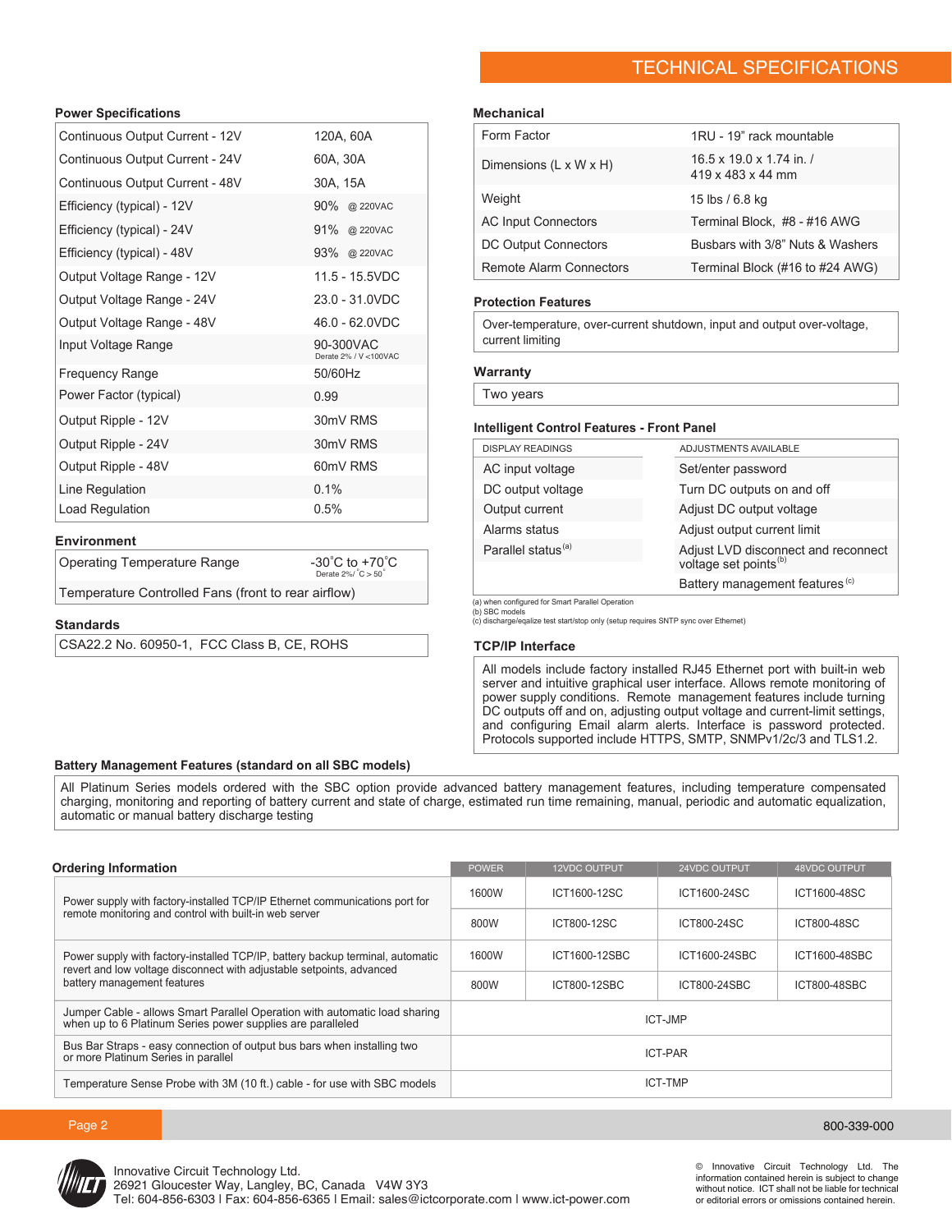# TECHNICAL SPECIFICATIONS

## Power Specifications

| | |
|---|---|
| Continuous Output Current - 12V | 120A, 60A |
| Continuous Output Current - 24V | 60A, 30A |
| Continuous Output Current - 48V | 30A, 15A |
| Efficiency (typical) - 12V | 90% @ 220VAC |
| Efficiency (typical) - 24V | 91% @ 220VAC |
| Efficiency (typical) - 48V | 93% @ 220VAC |
| Output Voltage Range - 12V | 11.5 - 15.5VDC |
| Output Voltage Range - 24V | 23.0 - 31.0VDC |
| Output Voltage Range - 48V | 46.0 - 62.0VDC |
| Input Voltage Range | 90-300VAC Derate 2% / V <100VAC |
| Frequency Range | 50/60Hz |
| Power Factor (typical) | 0.99 |
| Output Ripple - 12V | 30mV RMS |
| Output Ripple - 24V | 30mV RMS |
| Output Ripple - 48V | 60mV RMS |
| Line Regulation | 0.1% |
| Load Regulation | 0.5% |

## Environment

| | |
|---|---|
| Operating Temperature Range | -30˚C to +70˚C Derate 2%/˚C > 50˚ |
| Temperature Controlled Fans (front to rear airflow) | |

## Standards

CSA22.2 No. 60950-1, FCC Class B, CE, ROHS

## Mechanical

| | |
|---|---|
| Form Factor | 1RU - 19" rack mountable |
| Dimensions (L x W x H) | 16.5 x 19.0 x 1.74 in. / 419 x 483 x 44 mm |
| Weight | 15 lbs / 6.8 kg |
| AC Input Connectors | Terminal Block, #8 - #16 AWG |
| DC Output Connectors | Busbars with 3/8" Nuts & Washers |
| Remote Alarm Connectors | Terminal Block (#16 to #24 AWG) |

## Protection Features

Over-temperature, over-current shutdown, input and output over-voltage, current limiting

## Warranty

Two years

## Intelligent Control Features - Front Panel

| DISPLAY READINGS | ADJUSTMENTS AVAILABLE |
|---|---|
| AC input voltage | Set/enter password |
| DC output voltage | Turn DC outputs on and off |
| Output current | Adjust DC output voltage |
| Alarms status | Adjust output current limit |
| Parallel status [a] | Adjust LVD disconnect and reconnect voltage set points [b] |
| | Battery management features [c] |

(a) when configured for Smart Parallel Operation
(b) SBC models
(c) discharge/eqalize test start/stop only (setup requires SNTP sync over Ethernet)

## TCP/IP Interface

All models include factory installed RJ45 Ethernet port with built-in web server and intuitive graphical user interface. Allows remote monitoring of power supply conditions. Remote management features include turning DC outputs off and on, adjusting output voltage and current-limit settings, and configuring Email alarm alerts. Interface is password protected. Protocols supported include HTTPS, SMTP, SNMPv1/2c/3 and TLS1.2.

## Battery Management Features (standard on all SBC models)

All Platinum Series models ordered with the SBC option provide advanced battery management features, including temperature compensated charging, monitoring and reporting of battery current and state of charge, estimated run time remaining, manual, periodic and automatic equalization, automatic or manual battery discharge testing

## Ordering Information

| | POWER | 12VDC OUTPUT | 24VDC OUTPUT | 48VDC OUTPUT |
|---|---|---|---|---|
| Power supply with factory-installed TCP/IP Ethernet communications port for remote monitoring and control with built-in web server | 1600W | ICT1600-12SC | ICT1600-24SC | ICT1600-48SC |
| | 800W | ICT800-12SC | ICT800-24SC | ICT800-48SC |
| Power supply with factory-installed TCP/IP, battery backup terminal, automatic revert and low voltage disconnect with adjustable setpoints, advanced battery management features | 1600W | ICT1600-12SBC | ICT1600-24SBC | ICT1600-48SBC |
| | 800W | ICT800-12SBC | ICT800-24SBC | ICT800-48SBC |
| Jumper Cable - allows Smart Parallel Operation with automatic load sharing when up to 6 Platinum Series power supplies are paralleled | ICT-JMP | | | |
| Bus Bar Straps - easy connection of output bus bars when installing two or more Platinum Series in parallel | ICT-PAR | | | |
| Temperature Sense Probe with 3M (10 ft.) cable - for use with SBC models | ICT-TMP | | | |

800-339-000

Innovative Circuit Technology Ltd.
26921 Gloucester Way, Langley, BC, Canada V4W 3Y3
Tel: 604-856-6303 | Fax: 604-856-6365 | Email: sales@ictcorporate.com | www.ict-power.com

© Innovative Circuit Technology Ltd. The information contained herein is subject to change without notice. ICT shall not be liable for technical or editorial errors or omissions contained herein.